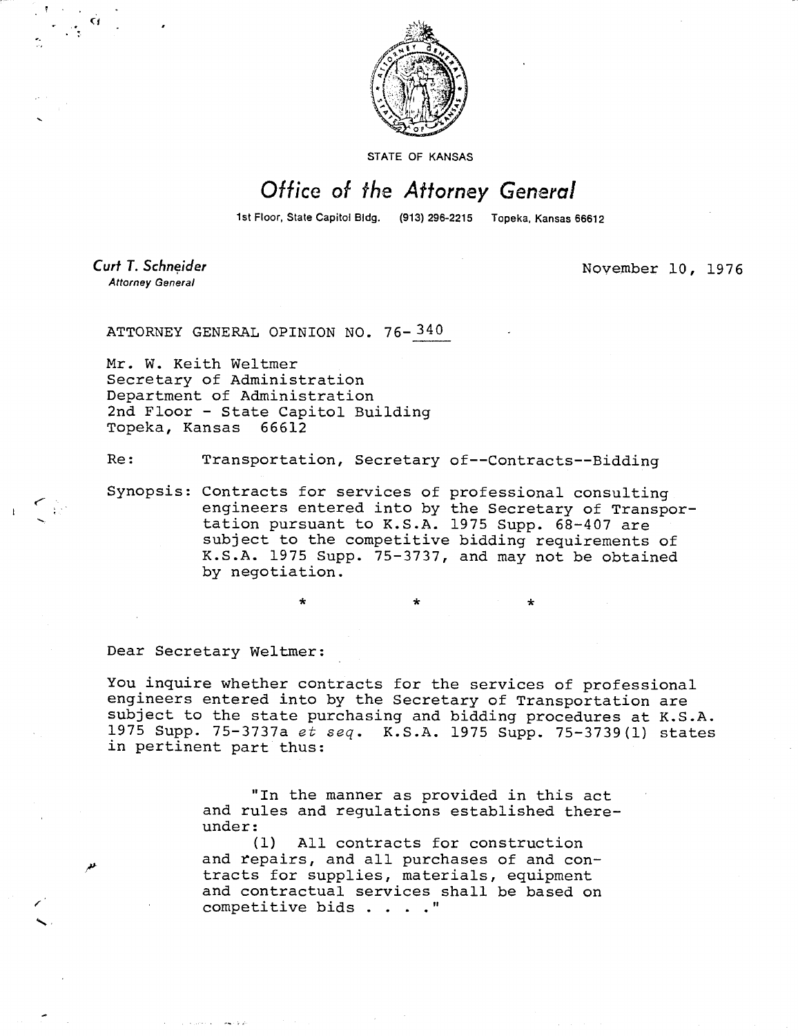STATE OF KANSAS

# *Office of the Attorney General*

1st Floor, State Capitol Bldg. (913) 296-2215 Topeka, Kansas 66612

***Curt T. Schneider***
*Attorney General*

November 10, 1976

ATTORNEY GENERAL OPINION NO. 76-340

Mr. W. Keith Weltmer
Secretary of Administration
Department of Administration
2nd Floor - State Capitol Building
Topeka, Kansas 66612

Re: Transportation, Secretary of--Contracts--Bidding

Synopsis: Contracts for services of professional consulting engineers entered into by the Secretary of Transportation pursuant to K.S.A. 1975 Supp. 68-407 are subject to the competitive bidding requirements of K.S.A. 1975 Supp. 75-3737, and may not be obtained by negotiation.

\* \* \*

Dear Secretary Weltmer:

You inquire whether contracts for the services of professional engineers entered into by the Secretary of Transportation are subject to the state purchasing and bidding procedures at K.S.A. 1975 Supp. 75-3737a *et seq.* K.S.A. 1975 Supp. 75-3739(1) states in pertinent part thus:

> "In the manner as provided in this act and rules and regulations established thereunder:
>
> (1) All contracts for construction and repairs, and all purchases of and contracts for supplies, materials, equipment and contractual services shall be based on competitive bids . . . ."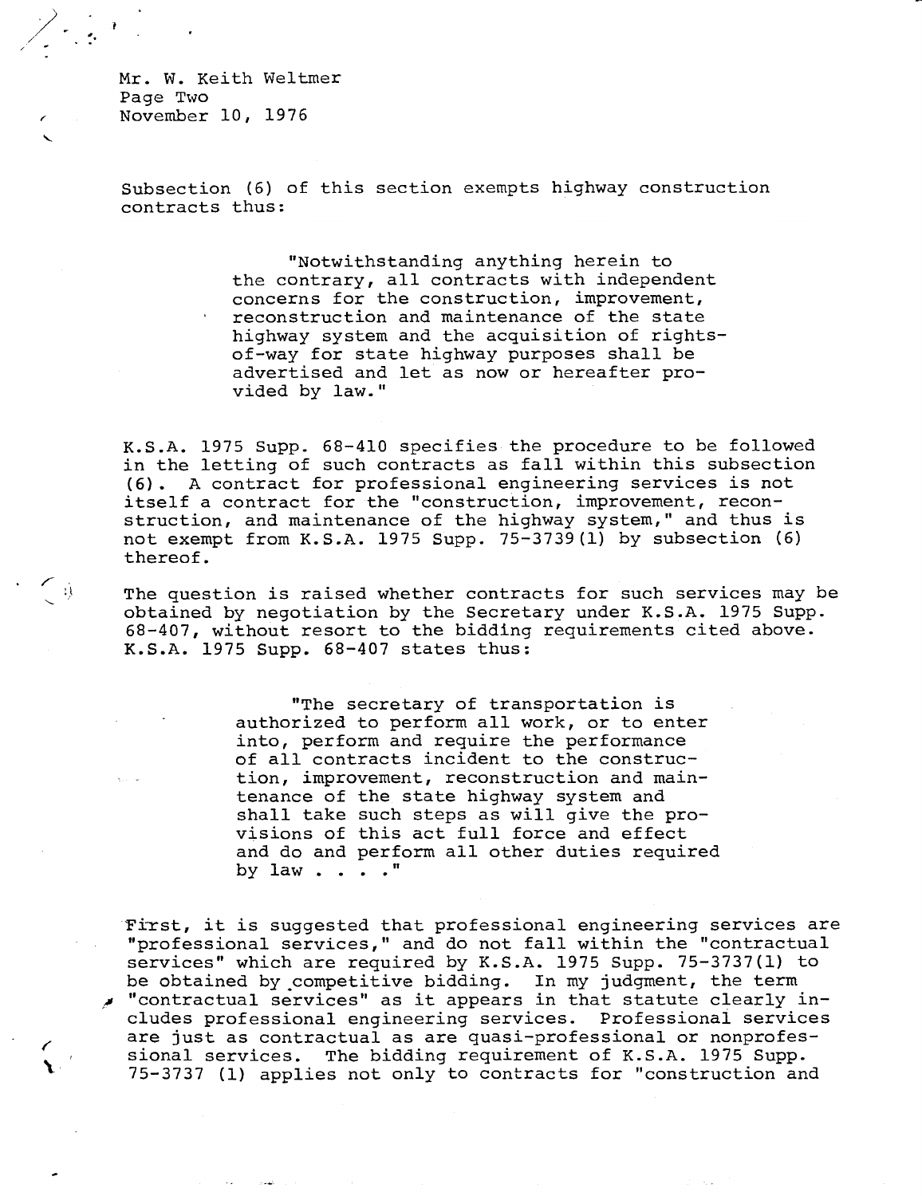Subsection (6) of this section exempts highway construction contracts thus:

> "Notwithstanding anything herein to the contrary, all contracts with independent concerns for the construction, improvement, reconstruction and maintenance of the state highway system and the acquisition of rights-of-way for state highway purposes shall be advertised and let as now or hereafter provided by law."

K.S.A. 1975 Supp. 68-410 specifies the procedure to be followed in the letting of such contracts as fall within this subsection (6). A contract for professional engineering services is not itself a contract for the "construction, improvement, reconstruction, and maintenance of the highway system," and thus is not exempt from K.S.A. 1975 Supp. 75-3739(1) by subsection (6) thereof.

The question is raised whether contracts for such services may be obtained by negotiation by the Secretary under K.S.A. 1975 Supp. 68-407, without resort to the bidding requirements cited above. K.S.A. 1975 Supp. 68-407 states thus:

> "The secretary of transportation is authorized to perform all work, or to enter into, perform and require the performance of all contracts incident to the construction, improvement, reconstruction and maintenance of the state highway system and shall take such steps as will give the provisions of this act full force and effect and do and perform all other duties required by law . . . ."

First, it is suggested that professional engineering services are "professional services," and do not fall within the "contractual services" which are required by K.S.A. 1975 Supp. 75-3737(1) to be obtained by competitive bidding. In my judgment, the term "contractual services" as it appears in that statute clearly includes professional engineering services. Professional services are just as contractual as are quasi-professional or nonprofessional services. The bidding requirement of K.S.A. 1975 Supp. 75-3737 (1) applies not only to contracts for "construction and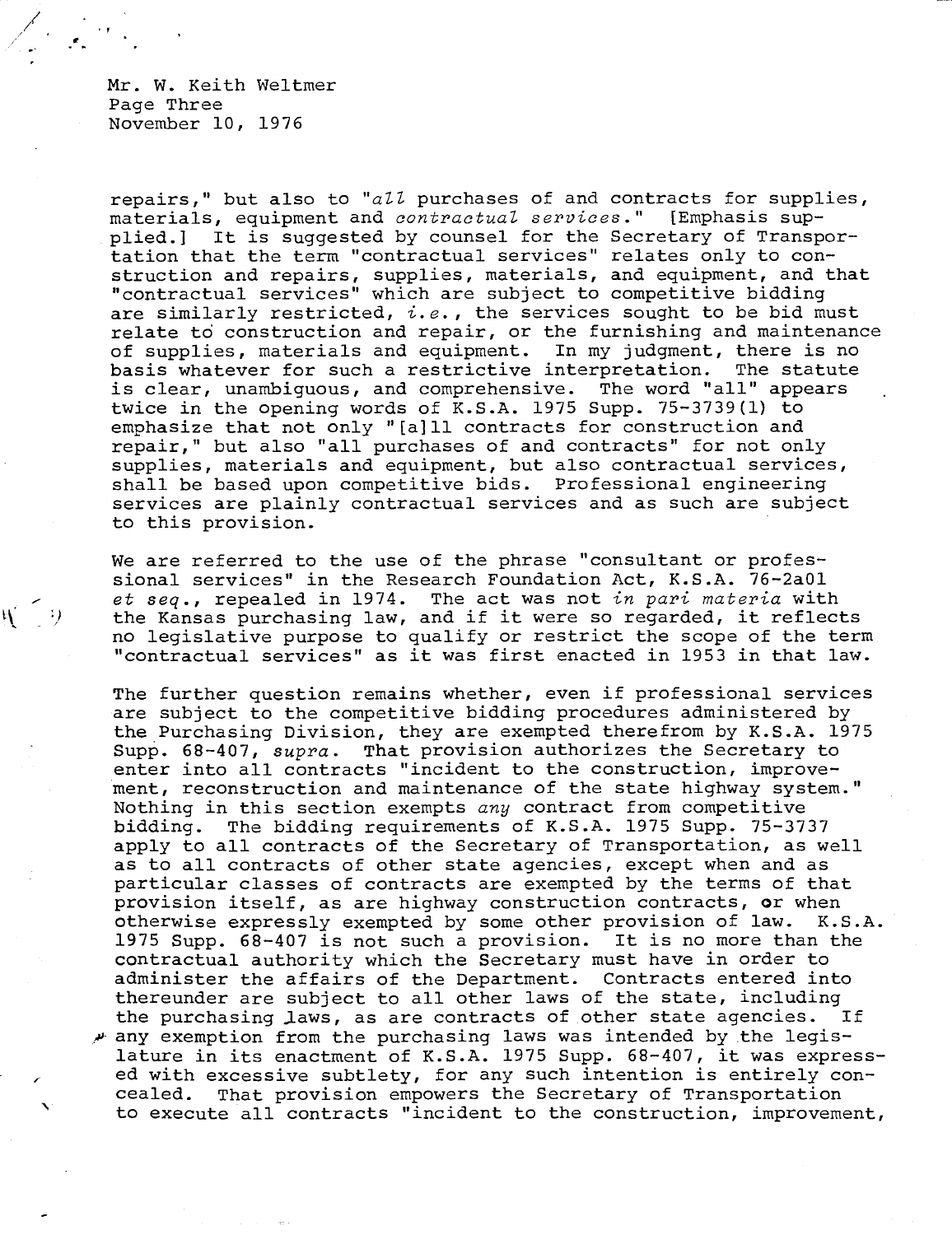repairs," but also to "*all* purchases of and contracts for supplies, materials, equipment and *contractual services*." [Emphasis supplied.] It is suggested by counsel for the Secretary of Transportation that the term "contractual services" relates only to construction and repairs, supplies, materials, and equipment, and that "contractual services" which are subject to competitive bidding are similarly restricted, *i.e.*, the services sought to be bid must relate to construction and repair, or the furnishing and maintenance of supplies, materials and equipment. In my judgment, there is no basis whatever for such a restrictive interpretation. The statute is clear, unambiguous, and comprehensive. The word "all" appears twice in the opening words of K.S.A. 1975 Supp. 75-3739(1) to emphasize that not only "[a]ll contracts for construction and repair," but also "all purchases of and contracts" for not only supplies, materials and equipment, but also contractual services, shall be based upon competitive bids. Professional engineering services are plainly contractual services and as such are subject to this provision.

We are referred to the use of the phrase "consultant or professional services" in the Research Foundation Act, K.S.A. 76-2a01 *et seq.*, repealed in 1974. The act was not *in pari materia* with the Kansas purchasing law, and if it were so regarded, it reflects no legislative purpose to qualify or restrict the scope of the term "contractual services" as it was first enacted in 1953 in that law.

The further question remains whether, even if professional services are subject to the competitive bidding procedures administered by the Purchasing Division, they are exempted therefrom by K.S.A. 1975 Supp. 68-407, *supra*. That provision authorizes the Secretary to enter into all contracts "incident to the construction, improvement, reconstruction and maintenance of the state highway system." Nothing in this section exempts *any* contract from competitive bidding. The bidding requirements of K.S.A. 1975 Supp. 75-3737 apply to all contracts of the Secretary of Transportation, as well as to all contracts of other state agencies, except when and as particular classes of contracts are exempted by the terms of that provision itself, as are highway construction contracts, or when otherwise expressly exempted by some other provision of law. K.S.A. 1975 Supp. 68-407 is not such a provision. It is no more than the contractual authority which the Secretary must have in order to administer the affairs of the Department. Contracts entered into thereunder are subject to all other laws of the state, including the purchasing laws, as are contracts of other state agencies. If any exemption from the purchasing laws was intended by the legislature in its enactment of K.S.A. 1975 Supp. 68-407, it was expressed with excessive subtlety, for any such intention is entirely concealed. That provision empowers the Secretary of Transportation to execute all contracts "incident to the construction, improvement,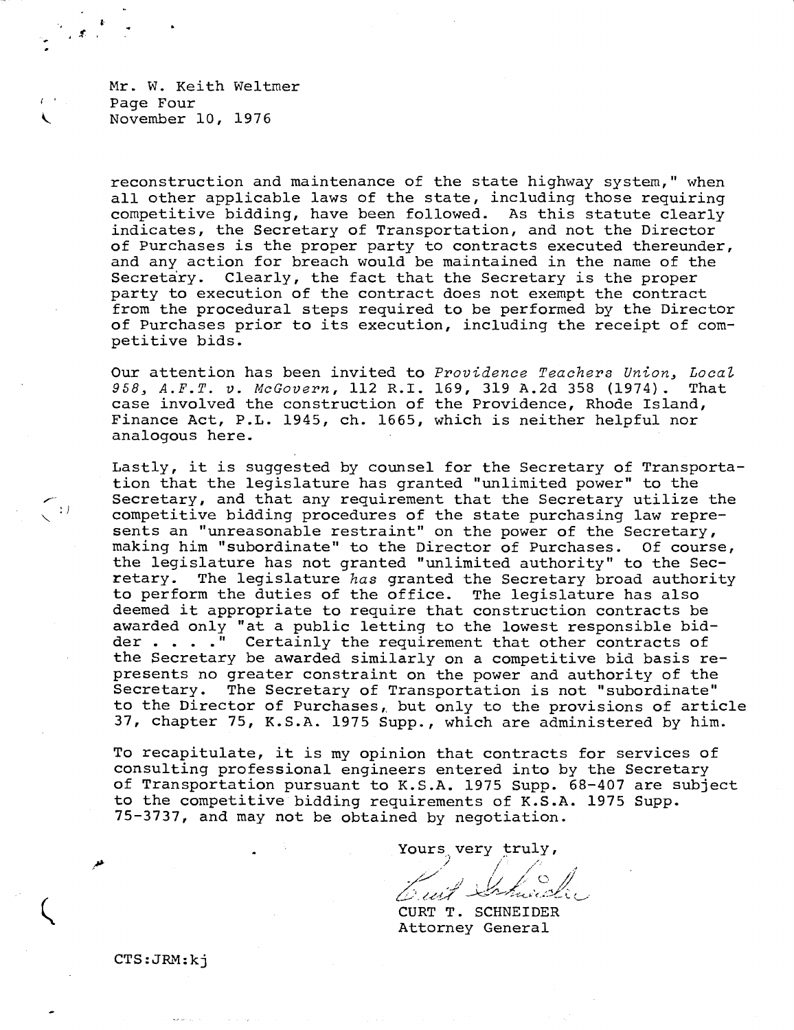reconstruction and maintenance of the state highway system," when all other applicable laws of the state, including those requiring competitive bidding, have been followed. As this statute clearly indicates, the Secretary of Transportation, and not the Director of Purchases is the proper party to contracts executed thereunder, and any action for breach would be maintained in the name of the Secretary. Clearly, the fact that the Secretary is the proper party to execution of the contract does not exempt the contract from the procedural steps required to be performed by the Director of Purchases prior to its execution, including the receipt of competitive bids.

Our attention has been invited to *Providence Teachers Union, Local 958, A.F.T. v. McGovern*, 112 R.I. 169, 319 A.2d 358 (1974). That case involved the construction of the Providence, Rhode Island, Finance Act, P.L. 1945, ch. 1665, which is neither helpful nor analogous here.

Lastly, it is suggested by counsel for the Secretary of Transportation that the legislature has granted "unlimited power" to the Secretary, and that any requirement that the Secretary utilize the competitive bidding procedures of the state purchasing law represents an "unreasonable restraint" on the power of the Secretary, making him "subordinate" to the Director of Purchases. Of course, the legislature has not granted "unlimited authority" to the Secretary. The legislature *has* granted the Secretary broad authority to perform the duties of the office. The legislature has also deemed it appropriate to require that construction contracts be awarded only "at a public letting to the lowest responsible bidder . . . ." Certainly the requirement that other contracts of the Secretary be awarded similarly on a competitive bid basis represents no greater constraint on the power and authority of the Secretary. The Secretary of Transportation is not "subordinate" to the Director of Purchases, but only to the provisions of article 37, chapter 75, K.S.A. 1975 Supp., which are administered by him.

To recapitulate, it is my opinion that contracts for services of consulting professional engineers entered into by the Secretary of Transportation pursuant to K.S.A. 1975 Supp. 68-407 are subject to the competitive bidding requirements of K.S.A. 1975 Supp. 75-3737, and may not be obtained by negotiation.

Yours very truly,

CURT T. SCHNEIDER
Attorney General

CTS:JRM:kj